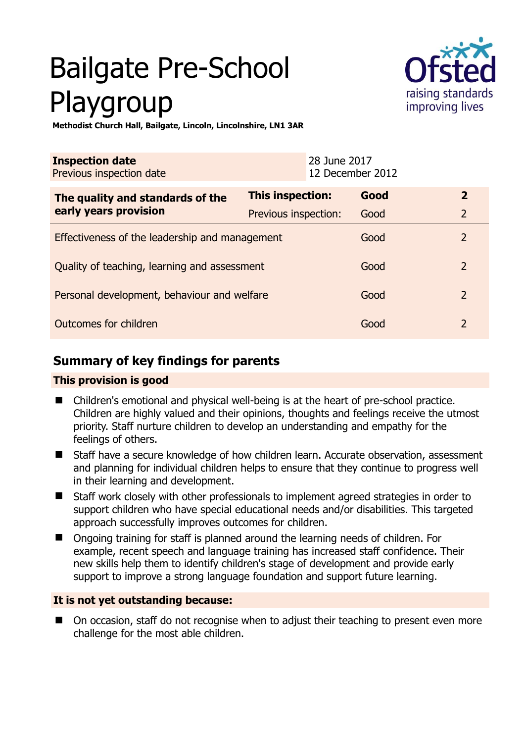# Bailgate Pre-School Playgroup

**Methodist Church Hall, Bailgate, Lincoln, Lincolnshire, LN1 3AR**

| **Inspection date** | 28 June 2017 |
|---|---|
| Previous inspection date | 12 December 2012 |

| **The quality and standards of the early years provision** | **This inspection:** | **Good** | **2** |
|---|---|---|---|
| | Previous inspection: | Good | 2 |
| Effectiveness of the leadership and management | | Good | 2 |
| Quality of teaching, learning and assessment | | Good | 2 |
| Personal development, behaviour and welfare | | Good | 2 |
| Outcomes for children | | Good | 2 |

## Summary of key findings for parents

### This provision is good

- Children's emotional and physical well-being is at the heart of pre-school practice. Children are highly valued and their opinions, thoughts and feelings receive the utmost priority. Staff nurture children to develop an understanding and empathy for the feelings of others.
- Staff have a secure knowledge of how children learn. Accurate observation, assessment and planning for individual children helps to ensure that they continue to progress well in their learning and development.
- Staff work closely with other professionals to implement agreed strategies in order to support children who have special educational needs and/or disabilities. This targeted approach successfully improves outcomes for children.
- Ongoing training for staff is planned around the learning needs of children. For example, recent speech and language training has increased staff confidence. Their new skills help them to identify children's stage of development and provide early support to improve a strong language foundation and support future learning.

### It is not yet outstanding because:

- On occasion, staff do not recognise when to adjust their teaching to present even more challenge for the most able children.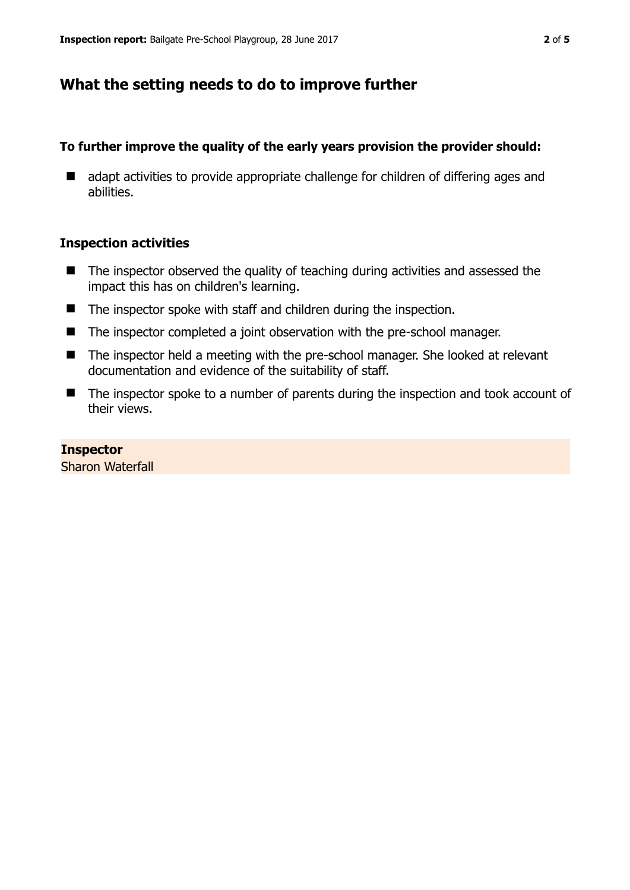## What the setting needs to do to improve further

**To further improve the quality of the early years provision the provider should:**

- adapt activities to provide appropriate challenge for children of differing ages and abilities.

### Inspection activities

- The inspector observed the quality of teaching during activities and assessed the impact this has on children's learning.
- The inspector spoke with staff and children during the inspection.
- The inspector completed a joint observation with the pre-school manager.
- The inspector held a meeting with the pre-school manager. She looked at relevant documentation and evidence of the suitability of staff.
- The inspector spoke to a number of parents during the inspection and took account of their views.

**Inspector**
Sharon Waterfall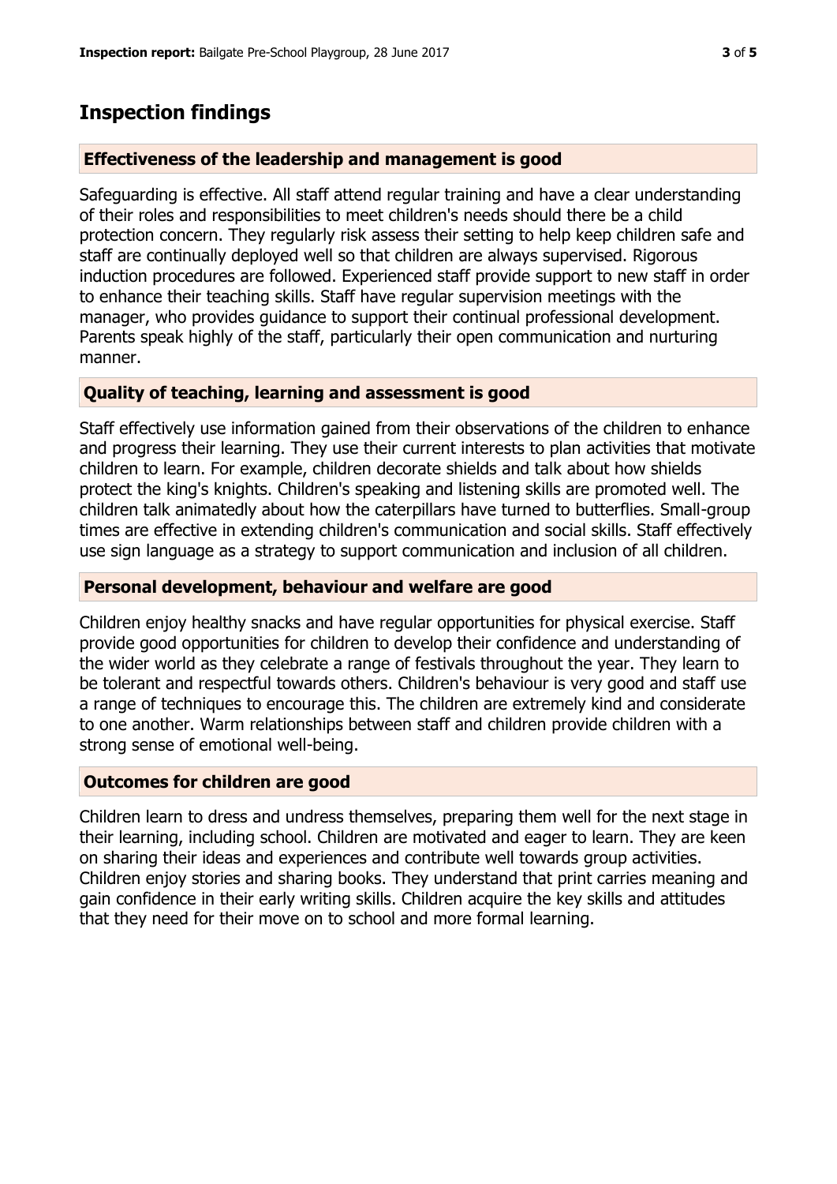## Inspection findings

### Effectiveness of the leadership and management is good

Safeguarding is effective. All staff attend regular training and have a clear understanding of their roles and responsibilities to meet children's needs should there be a child protection concern. They regularly risk assess their setting to help keep children safe and staff are continually deployed well so that children are always supervised. Rigorous induction procedures are followed. Experienced staff provide support to new staff in order to enhance their teaching skills. Staff have regular supervision meetings with the manager, who provides guidance to support their continual professional development. Parents speak highly of the staff, particularly their open communication and nurturing manner.

### Quality of teaching, learning and assessment is good

Staff effectively use information gained from their observations of the children to enhance and progress their learning. They use their current interests to plan activities that motivate children to learn. For example, children decorate shields and talk about how shields protect the king's knights. Children's speaking and listening skills are promoted well. The children talk animatedly about how the caterpillars have turned to butterflies. Small-group times are effective in extending children's communication and social skills. Staff effectively use sign language as a strategy to support communication and inclusion of all children.

### Personal development, behaviour and welfare are good

Children enjoy healthy snacks and have regular opportunities for physical exercise. Staff provide good opportunities for children to develop their confidence and understanding of the wider world as they celebrate a range of festivals throughout the year. They learn to be tolerant and respectful towards others. Children's behaviour is very good and staff use a range of techniques to encourage this. The children are extremely kind and considerate to one another. Warm relationships between staff and children provide children with a strong sense of emotional well-being.

### Outcomes for children are good

Children learn to dress and undress themselves, preparing them well for the next stage in their learning, including school. Children are motivated and eager to learn. They are keen on sharing their ideas and experiences and contribute well towards group activities. Children enjoy stories and sharing books. They understand that print carries meaning and gain confidence in their early writing skills. Children acquire the key skills and attitudes that they need for their move on to school and more formal learning.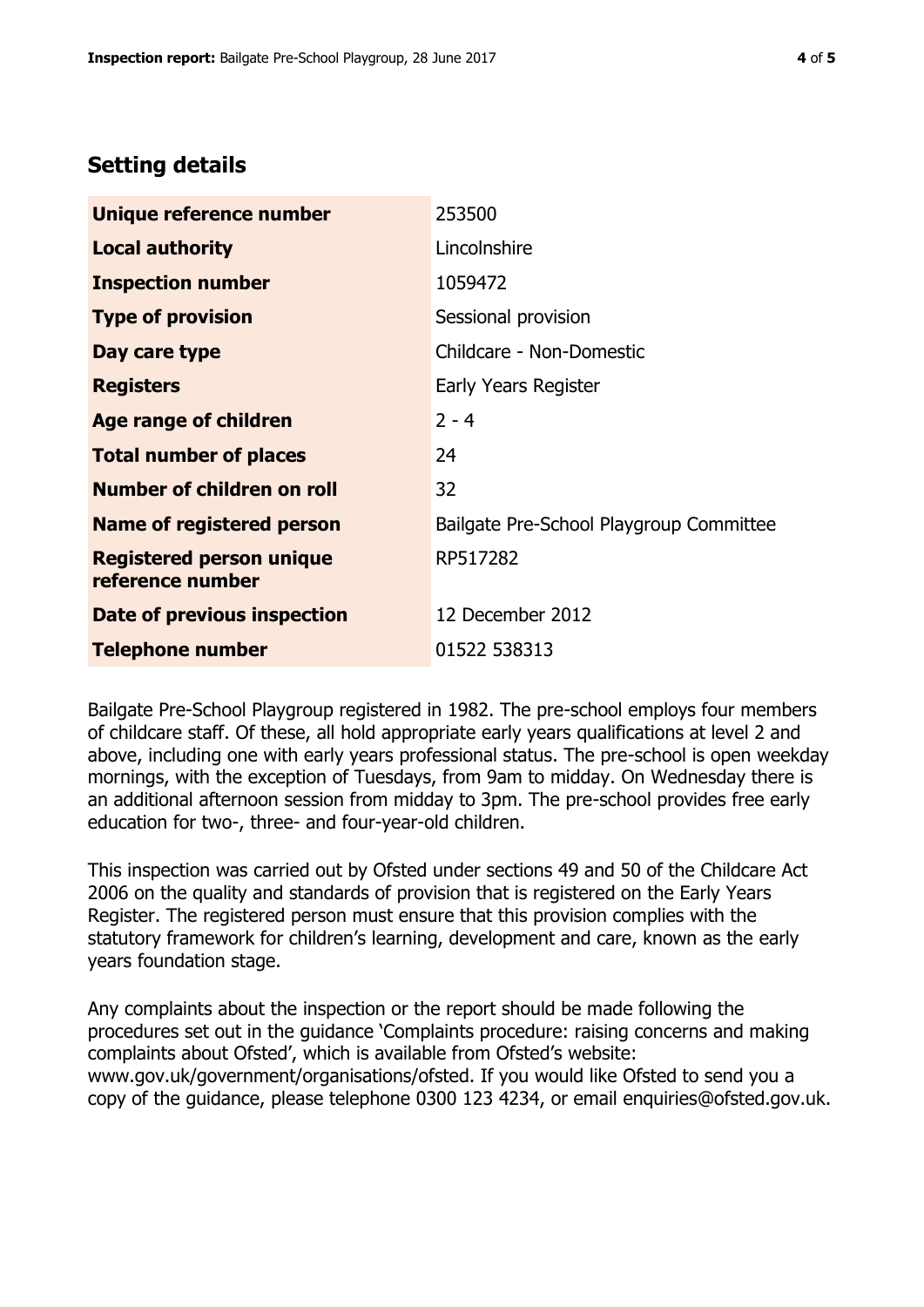## Setting details

| | |
|---|---|
| **Unique reference number** | 253500 |
| **Local authority** | Lincolnshire |
| **Inspection number** | 1059472 |
| **Type of provision** | Sessional provision |
| **Day care type** | Childcare - Non-Domestic |
| **Registers** | Early Years Register |
| **Age range of children** | 2 - 4 |
| **Total number of places** | 24 |
| **Number of children on roll** | 32 |
| **Name of registered person** | Bailgate Pre-School Playgroup Committee |
| **Registered person unique reference number** | RP517282 |
| **Date of previous inspection** | 12 December 2012 |
| **Telephone number** | 01522 538313 |

Bailgate Pre-School Playgroup registered in 1982. The pre-school employs four members of childcare staff. Of these, all hold appropriate early years qualifications at level 2 and above, including one with early years professional status. The pre-school is open weekday mornings, with the exception of Tuesdays, from 9am to midday. On Wednesday there is an additional afternoon session from midday to 3pm. The pre-school provides free early education for two-, three- and four-year-old children.

This inspection was carried out by Ofsted under sections 49 and 50 of the Childcare Act 2006 on the quality and standards of provision that is registered on the Early Years Register. The registered person must ensure that this provision complies with the statutory framework for children's learning, development and care, known as the early years foundation stage.

Any complaints about the inspection or the report should be made following the procedures set out in the guidance 'Complaints procedure: raising concerns and making complaints about Ofsted', which is available from Ofsted's website: www.gov.uk/government/organisations/ofsted. If you would like Ofsted to send you a copy of the guidance, please telephone 0300 123 4234, or email enquiries@ofsted.gov.uk.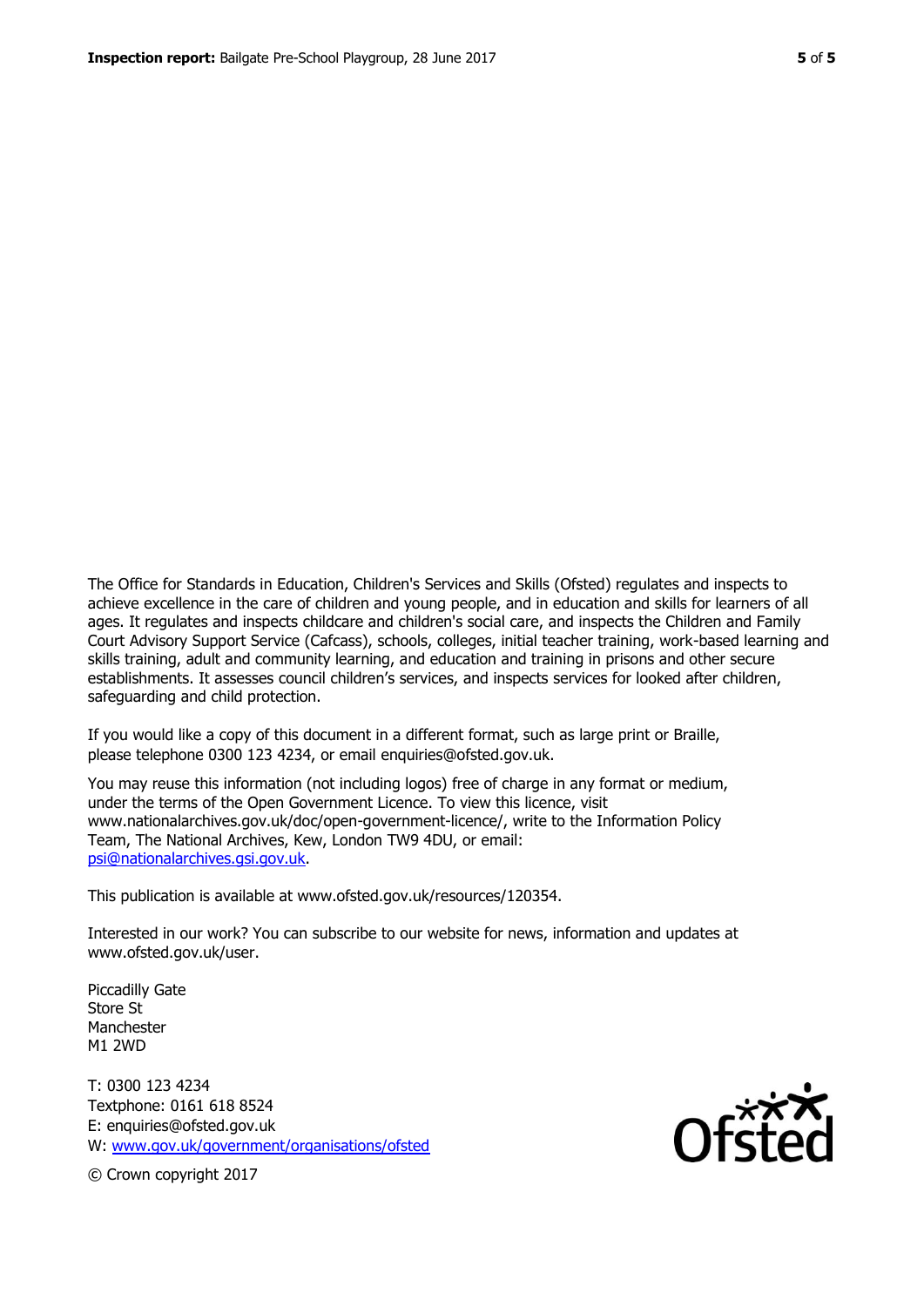The Office for Standards in Education, Children's Services and Skills (Ofsted) regulates and inspects to achieve excellence in the care of children and young people, and in education and skills for learners of all ages. It regulates and inspects childcare and children's social care, and inspects the Children and Family Court Advisory Support Service (Cafcass), schools, colleges, initial teacher training, work-based learning and skills training, adult and community learning, and education and training in prisons and other secure establishments. It assesses council children's services, and inspects services for looked after children, safeguarding and child protection.

If you would like a copy of this document in a different format, such as large print or Braille, please telephone 0300 123 4234, or email enquiries@ofsted.gov.uk.

You may reuse this information (not including logos) free of charge in any format or medium, under the terms of the Open Government Licence. To view this licence, visit www.nationalarchives.gov.uk/doc/open-government-licence/, write to the Information Policy Team, The National Archives, Kew, London TW9 4DU, or email: psi@nationalarchives.gsi.gov.uk.

This publication is available at www.ofsted.gov.uk/resources/120354.

Interested in our work? You can subscribe to our website for news, information and updates at www.ofsted.gov.uk/user.

Piccadilly Gate
Store St
Manchester
M1 2WD

T: 0300 123 4234
Textphone: 0161 618 8524
E: enquiries@ofsted.gov.uk
W: www.gov.uk/government/organisations/ofsted

© Crown copyright 2017